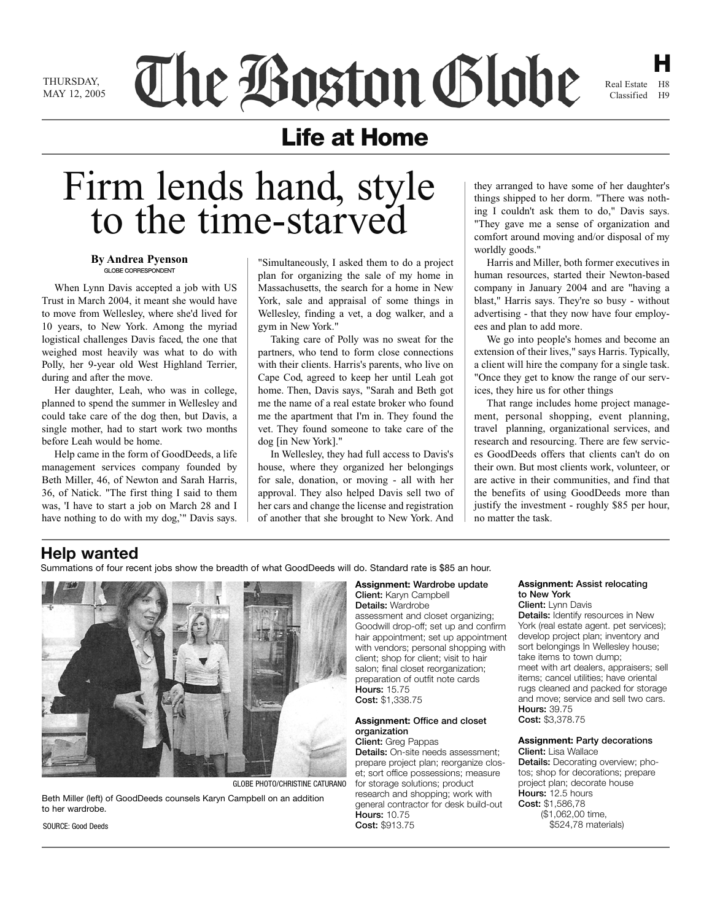THURSDAY, MAY 12, 2005

# The Boston Globe

## Life at Home

# Firm lends hand, style to the time-starved

**By Andrea Pyenson**
GLOBE CORRESPONDENT

When Lynn Davis accepted a job with US Trust in March 2004, it meant she would have to move from Wellesley, where she'd lived for 10 years, to New York. Among the myriad logistical challenges Davis faced, the one that weighed most heavily was what to do with Polly, her 9-year old West Highland Terrier, during and after the move.

Her daughter, Leah, who was in college, planned to spend the summer in Wellesley and could take care of the dog then, but Davis, a single mother, had to start work two months before Leah would be home.

Help came in the form of GoodDeeds, a life management services company founded by Beth Miller, 46, of Newton and Sarah Harris, 36, of Natick. "The first thing I said to them was, 'I have to start a job on March 28 and I have nothing to do with my dog,'" Davis says. "Simultaneously, I asked them to do a project plan for organizing the sale of my home in Massachusetts, the search for a home in New York, sale and appraisal of some things in Wellesley, finding a vet, a dog walker, and a gym in New York."

Taking care of Polly was no sweat for the partners, who tend to form close connections with their clients. Harris's parents, who live on Cape Cod, agreed to keep her until Leah got home. Then, Davis says, "Sarah and Beth got me the name of a real estate broker who found me the apartment that I'm in. They found the vet. They found someone to take care of the dog [in New York]."

In Wellesley, they had full access to Davis's house, where they organized her belongings for sale, donation, or moving - all with her approval. They also helped Davis sell two of her cars and change the license and registration of another that she brought to New York. And they arranged to have some of her daughter's things shipped to her dorm. "There was nothing I couldn't ask them to do," Davis says. "They gave me a sense of organization and comfort around moving and/or disposal of my worldly goods."

Harris and Miller, both former executives in human resources, started their Newton-based company in January 2004 and are "having a blast," Harris says. They're so busy - without advertising - that they now have four employees and plan to add more.

We go into people's homes and become an extension of their lives," says Harris. Typically, a client will hire the company for a single task. "Once they get to know the range of our services, they hire us for other things

That range includes home project management, personal shopping, event planning, travel planning, organizational services, and research and resourcing. There are few services GoodDeeds offers that clients can't do on their own. But most clients work, volunteer, or are active in their communities, and find that the benefits of using GoodDeeds more than justify the investment - roughly $85 per hour, no matter the task.

## Help wanted

Summations of four recent jobs show the breadth of what GoodDeeds will do. Standard rate is $85 an hour.

GLOBE PHOTO/CHRISTINE CATURANO

Beth Miller (left) of GoodDeeds counsels Karyn Campbell on an addition to her wardrobe.

SOURCE: Good Deeds

**Assignment:** Wardrobe update
**Client:** Karyn Campbell
**Details:** Wardrobe assessment and closet organizing; Goodwill drop-off; set up and confirm hair appointment; set up appointment with vendors; personal shopping with client; shop for client; visit to hair salon; final closet reorganization; preparation of outfit note cards
**Hours:** 15.75
**Cost:** $1,338.75

**Assignment:** Office and closet organization
**Client:** Greg Pappas
**Details:** On-site needs assessment; prepare project plan; reorganize closet; sort office possessions; measure for storage solutions; product research and shopping; work with general contractor for desk build-out
**Hours:** 10.75
**Cost:** $913.75

**Assignment:** Assist relocating to New York
**Client:** Lynn Davis
**Details:** Identify resources in New York (real estate agent. pet services); develop project plan; inventory and sort belongings In Wellesley house; take items to town dump; meet with art dealers, appraisers; sell items; cancel utilities; have oriental rugs cleaned and packed for storage and move; service and sell two cars.
**Hours:** 39.75
**Cost:** $3,378.75

**Assignment:** Party decorations
**Client:** Lisa Wallace
**Details:** Decorating overview; photos; shop for decorations; prepare project plan; decorate house
**Hours:** 12.5 hours
**Cost:** $1,586,78
($1,062,00 time, $524,78 materials)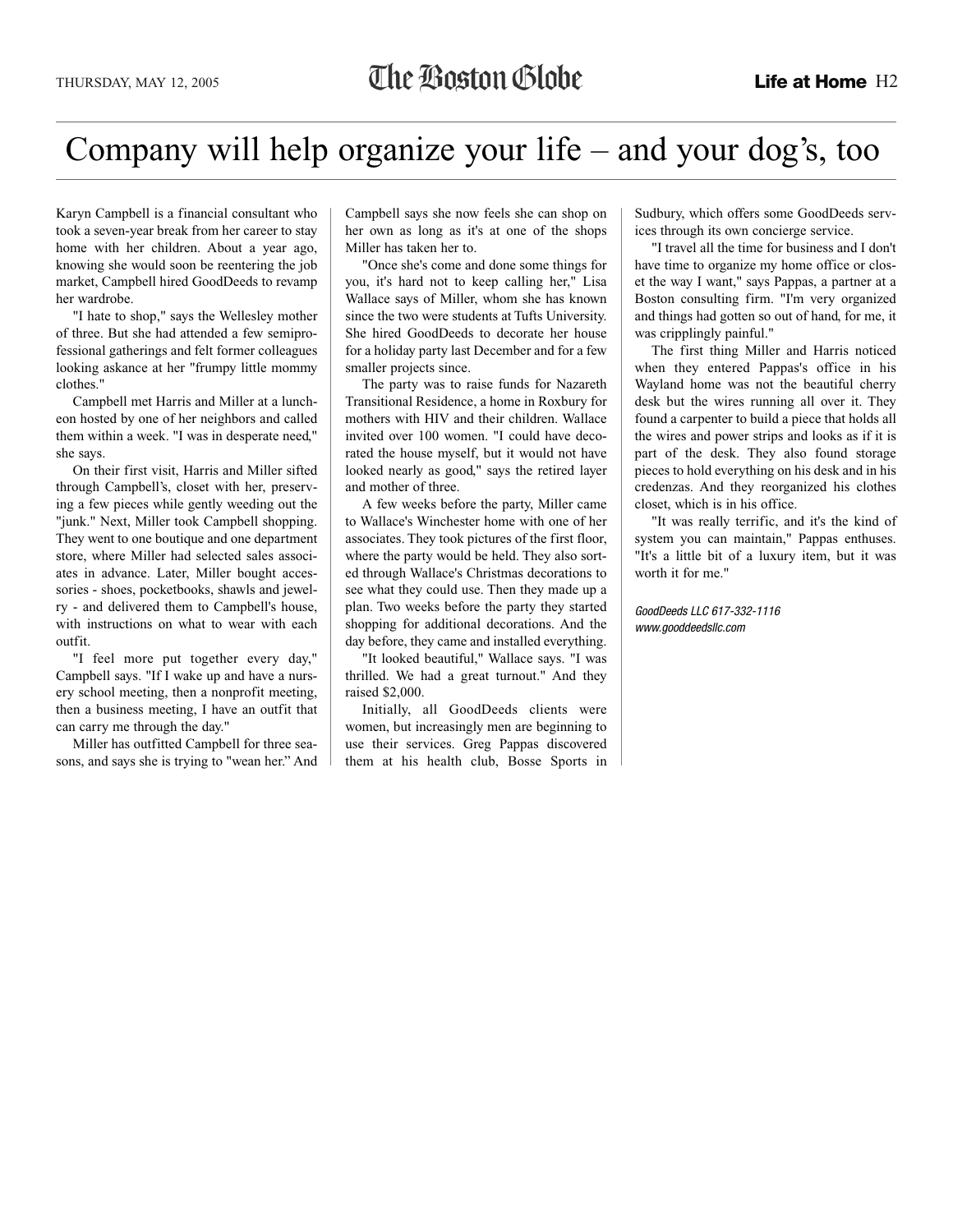# Company will help organize your life – and your dog's, too

Karyn Campbell is a financial consultant who took a seven-year break from her career to stay home with her children. About a year ago, knowing she would soon be reentering the job market, Campbell hired GoodDeeds to revamp her wardrobe.

"I hate to shop," says the Wellesley mother of three. But she had attended a few semiprofessional gatherings and felt former colleagues looking askance at her "frumpy little mommy clothes."

Campbell met Harris and Miller at a luncheon hosted by one of her neighbors and called them within a week. "I was in desperate need," she says.

On their first visit, Harris and Miller sifted through Campbell's, closet with her, preserving a few pieces while gently weeding out the "junk." Next, Miller took Campbell shopping. They went to one boutique and one department store, where Miller had selected sales associates in advance. Later, Miller bought accessories - shoes, pocketbooks, shawls and jewelry - and delivered them to Campbell's house, with instructions on what to wear with each outfit.

"I feel more put together every day," Campbell says. "If I wake up and have a nursery school meeting, then a nonprofit meeting, then a business meeting, I have an outfit that can carry me through the day."

Miller has outfitted Campbell for three seasons, and says she is trying to "wean her." And Campbell says she now feels she can shop on her own as long as it's at one of the shops Miller has taken her to.

"Once she's come and done some things for you, it's hard not to keep calling her," Lisa Wallace says of Miller, whom she has known since the two were students at Tufts University. She hired GoodDeeds to decorate her house for a holiday party last December and for a few smaller projects since.

The party was to raise funds for Nazareth Transitional Residence, a home in Roxbury for mothers with HIV and their children. Wallace invited over 100 women. "I could have decorated the house myself, but it would not have looked nearly as good," says the retired layer and mother of three.

A few weeks before the party, Miller came to Wallace's Winchester home with one of her associates. They took pictures of the first floor, where the party would be held. They also sorted through Wallace's Christmas decorations to see what they could use. Then they made up a plan. Two weeks before the party they started shopping for additional decorations. And the day before, they came and installed everything.

"It looked beautiful," Wallace says. "I was thrilled. We had a great turnout." And they raised $2,000.

Initially, all GoodDeeds clients were women, but increasingly men are beginning to use their services. Greg Pappas discovered them at his health club, Bosse Sports in Sudbury, which offers some GoodDeeds services through its own concierge service.

"I travel all the time for business and I don't have time to organize my home office or closet the way I want," says Pappas, a partner at a Boston consulting firm. "I'm very organized and things had gotten so out of hand, for me, it was cripplingly painful."

The first thing Miller and Harris noticed when they entered Pappas's office in his Wayland home was not the beautiful cherry desk but the wires running all over it. They found a carpenter to build a piece that holds all the wires and power strips and looks as if it is part of the desk. They also found storage pieces to hold everything on his desk and in his credenzas. And they reorganized his clothes closet, which is in his office.

"It was really terrific, and it's the kind of system you can maintain," Pappas enthuses. "It's a little bit of a luxury item, but it was worth it for me."

*GoodDeeds LLC 617-332-1116*
*www.gooddeedsllc.com*